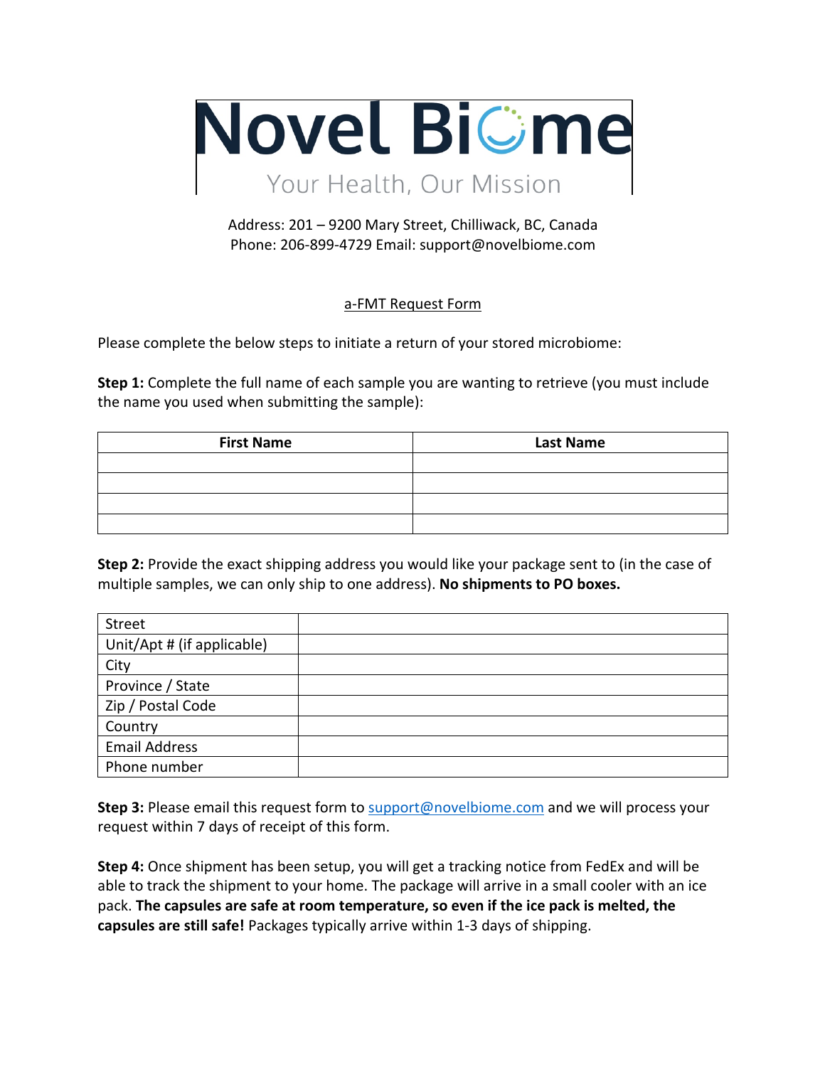# Novel Biome

Your Health, Our Mission

Address: 201 – 9200 Mary Street, Chilliwack, BC, Canada
Phone: 206-899-4729 Email: support@novelbiome.com

## a-FMT Request Form

Please complete the below steps to initiate a return of your stored microbiome:

**Step 1:** Complete the full name of each sample you are wanting to retrieve (you must include the name you used when submitting the sample):

| First Name | Last Name |
|---|---|
| | |
| | |
| | |
| | |

**Step 2:** Provide the exact shipping address you would like your package sent to (in the case of multiple samples, we can only ship to one address). **No shipments to PO boxes.**

| | |
|---|---|
| Street | |
| Unit/Apt # (if applicable) | |
| City | |
| Province / State | |
| Zip / Postal Code | |
| Country | |
| Email Address | |
| Phone number | |

**Step 3:** Please email this request form to support@novelbiome.com and we will process your request within 7 days of receipt of this form.

**Step 4:** Once shipment has been setup, you will get a tracking notice from FedEx and will be able to track the shipment to your home. The package will arrive in a small cooler with an ice pack. **The capsules are safe at room temperature, so even if the ice pack is melted, the capsules are still safe!** Packages typically arrive within 1-3 days of shipping.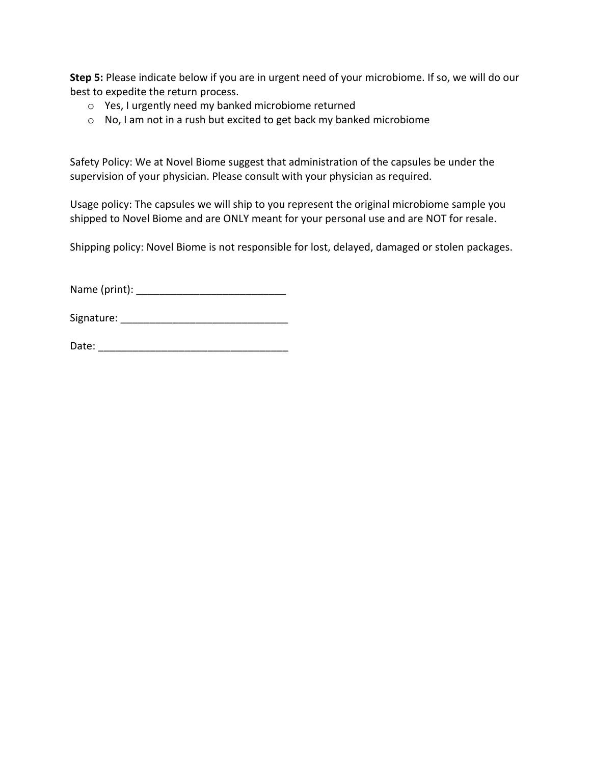**Step 5:** Please indicate below if you are in urgent need of your microbiome. If so, we will do our best to expedite the return process.

- Yes, I urgently need my banked microbiome returned
- No, I am not in a rush but excited to get back my banked microbiome

Safety Policy: We at Novel Biome suggest that administration of the capsules be under the supervision of your physician. Please consult with your physician as required.

Usage policy: The capsules we will ship to you represent the original microbiome sample you shipped to Novel Biome and are ONLY meant for your personal use and are NOT for resale.

Shipping policy: Novel Biome is not responsible for lost, delayed, damaged or stolen packages.

Name (print): ___________________________

Signature: ______________________________

Date: _________________________________